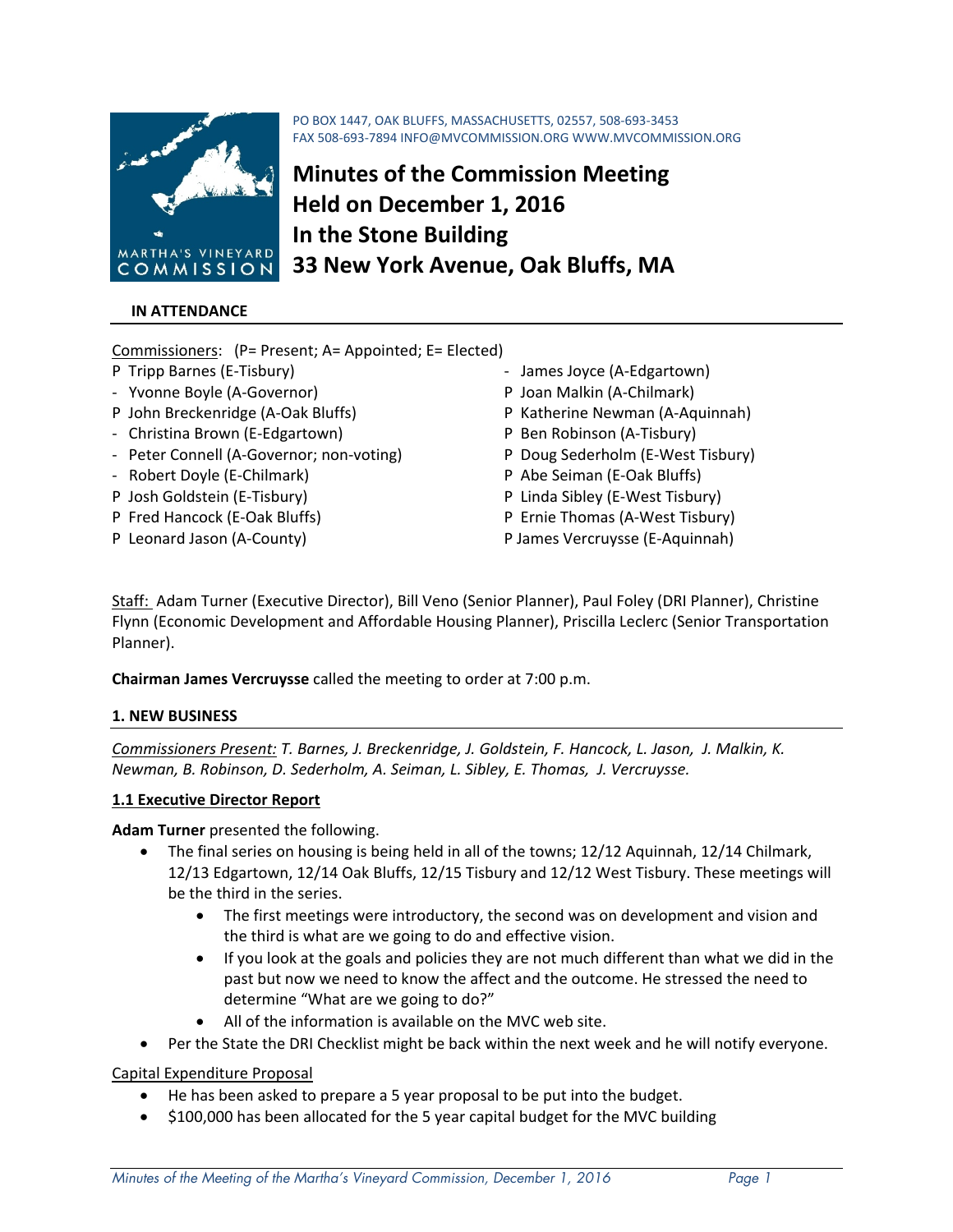PO BOX 1447, OAK BLUFFS, MASSACHUSETTS, 02557, 508-693-3453
FAX 508-693-7894 INFO@MVCOMMISSION.ORG WWW.MVCOMMISSION.ORG

# Minutes of the Commission Meeting Held on December 1, 2016 In the Stone Building 33 New York Avenue, Oak Bluffs, MA

## IN ATTENDANCE

Commissioners: (P= Present; A= Appointed; E= Elected)

- P Tripp Barnes (E-Tisbury)
- \- Yvonne Boyle (A-Governor)
- P John Breckenridge (A-Oak Bluffs)
- \- Christina Brown (E-Edgartown)
- \- Peter Connell (A-Governor; non-voting)
- \- Robert Doyle (E-Chilmark)
- P Josh Goldstein (E-Tisbury)
- P Fred Hancock (E-Oak Bluffs)
- P Leonard Jason (A-County)
- \- James Joyce (A-Edgartown)
- P Joan Malkin (A-Chilmark)
- P Katherine Newman (A-Aquinnah)
- P Ben Robinson (A-Tisbury)
- P Doug Sederholm (E-West Tisbury)
- P Abe Seiman (E-Oak Bluffs)
- P Linda Sibley (E-West Tisbury)
- P Ernie Thomas (A-West Tisbury)
- P James Vercruysse (E-Aquinnah)

Staff: Adam Turner (Executive Director), Bill Veno (Senior Planner), Paul Foley (DRI Planner), Christine Flynn (Economic Development and Affordable Housing Planner), Priscilla Leclerc (Senior Transportation Planner).

**Chairman James Vercruysse** called the meeting to order at 7:00 p.m.

## 1. NEW BUSINESS

*Commissioners Present: T. Barnes, J. Breckenridge, J. Goldstein, F. Hancock, L. Jason, J. Malkin, K. Newman, B. Robinson, D. Sederholm, A. Seiman, L. Sibley, E. Thomas, J. Vercruysse.*

### 1.1 Executive Director Report

**Adam Turner** presented the following.

- The final series on housing is being held in all of the towns; 12/12 Aquinnah, 12/14 Chilmark, 12/13 Edgartown, 12/14 Oak Bluffs, 12/15 Tisbury and 12/12 West Tisbury. These meetings will be the third in the series.
  - The first meetings were introductory, the second was on development and vision and the third is what are we going to do and effective vision.
  - If you look at the goals and policies they are not much different than what we did in the past but now we need to know the affect and the outcome. He stressed the need to determine "What are we going to do?"
  - All of the information is available on the MVC web site.
- Per the State the DRI Checklist might be back within the next week and he will notify everyone.

Capital Expenditure Proposal

- He has been asked to prepare a 5 year proposal to be put into the budget.
- $100,000 has been allocated for the 5 year capital budget for the MVC building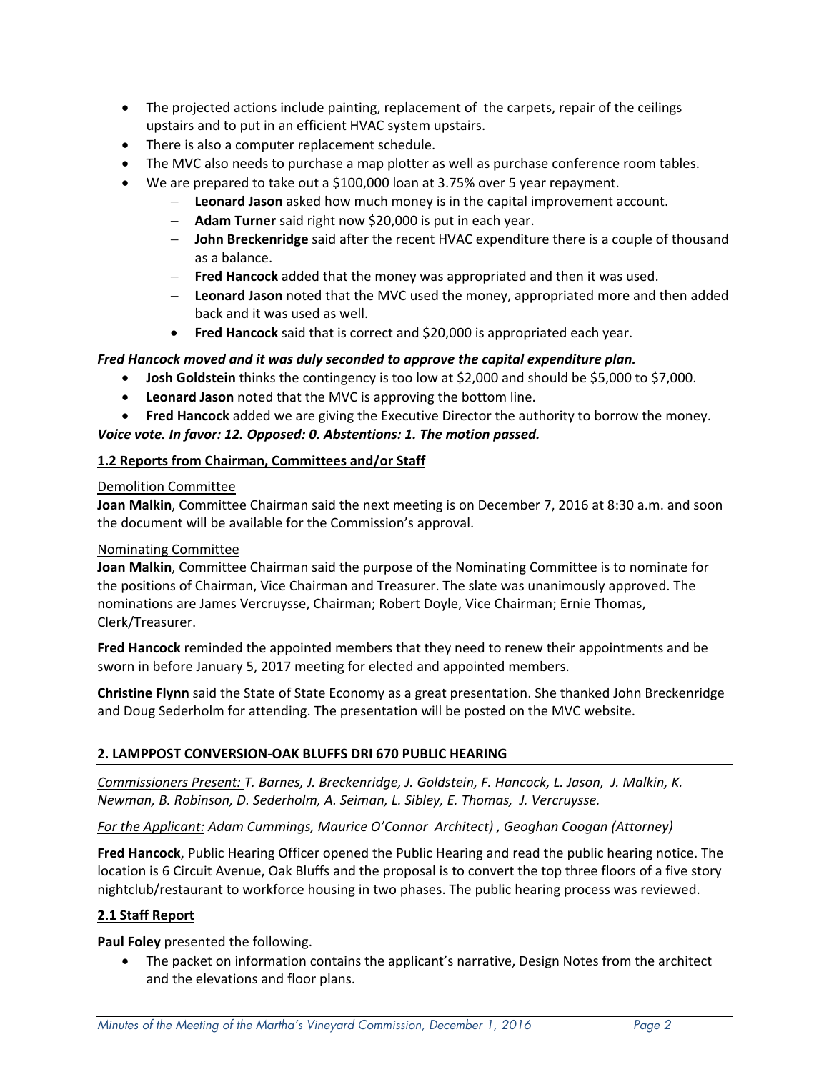- The projected actions include painting, replacement of the carpets, repair of the ceilings upstairs and to put in an efficient HVAC system upstairs.
- There is also a computer replacement schedule.
- The MVC also needs to purchase a map plotter as well as purchase conference room tables.
- We are prepared to take out a $100,000 loan at 3.75% over 5 year repayment.
  - **Leonard Jason** asked how much money is in the capital improvement account.
  - **Adam Turner** said right now $20,000 is put in each year.
  - **John Breckenridge** said after the recent HVAC expenditure there is a couple of thousand as a balance.
  - **Fred Hancock** added that the money was appropriated and then it was used.
  - **Leonard Jason** noted that the MVC used the money, appropriated more and then added back and it was used as well.
  - **Fred Hancock** said that is correct and $20,000 is appropriated each year.

***Fred Hancock moved and it was duly seconded to approve the capital expenditure plan.***

- **Josh Goldstein** thinks the contingency is too low at $2,000 and should be $5,000 to $7,000.
- **Leonard Jason** noted that the MVC is approving the bottom line.
- **Fred Hancock** added we are giving the Executive Director the authority to borrow the money.

***Voice vote. In favor: 12. Opposed: 0. Abstentions: 1. The motion passed.***

### 1.2 Reports from Chairman, Committees and/or Staff

Demolition Committee

**Joan Malkin**, Committee Chairman said the next meeting is on December 7, 2016 at 8:30 a.m. and soon the document will be available for the Commission's approval.

Nominating Committee

**Joan Malkin**, Committee Chairman said the purpose of the Nominating Committee is to nominate for the positions of Chairman, Vice Chairman and Treasurer. The slate was unanimously approved. The nominations are James Vercruysse, Chairman; Robert Doyle, Vice Chairman; Ernie Thomas, Clerk/Treasurer.

**Fred Hancock** reminded the appointed members that they need to renew their appointments and be sworn in before January 5, 2017 meeting for elected and appointed members.

**Christine Flynn** said the State of State Economy as a great presentation. She thanked John Breckenridge and Doug Sederholm for attending. The presentation will be posted on the MVC website.

## 2. LAMPPOST CONVERSION-OAK BLUFFS DRI 670 PUBLIC HEARING

*Commissioners Present: T. Barnes, J. Breckenridge, J. Goldstein, F. Hancock, L. Jason, J. Malkin, K. Newman, B. Robinson, D. Sederholm, A. Seiman, L. Sibley, E. Thomas, J. Vercruysse.*

*For the Applicant: Adam Cummings, Maurice O'Connor Architect) , Geoghan Coogan (Attorney)*

**Fred Hancock**, Public Hearing Officer opened the Public Hearing and read the public hearing notice. The location is 6 Circuit Avenue, Oak Bluffs and the proposal is to convert the top three floors of a five story nightclub/restaurant to workforce housing in two phases. The public hearing process was reviewed.

### 2.1 Staff Report

**Paul Foley** presented the following.

- The packet on information contains the applicant's narrative, Design Notes from the architect and the elevations and floor plans.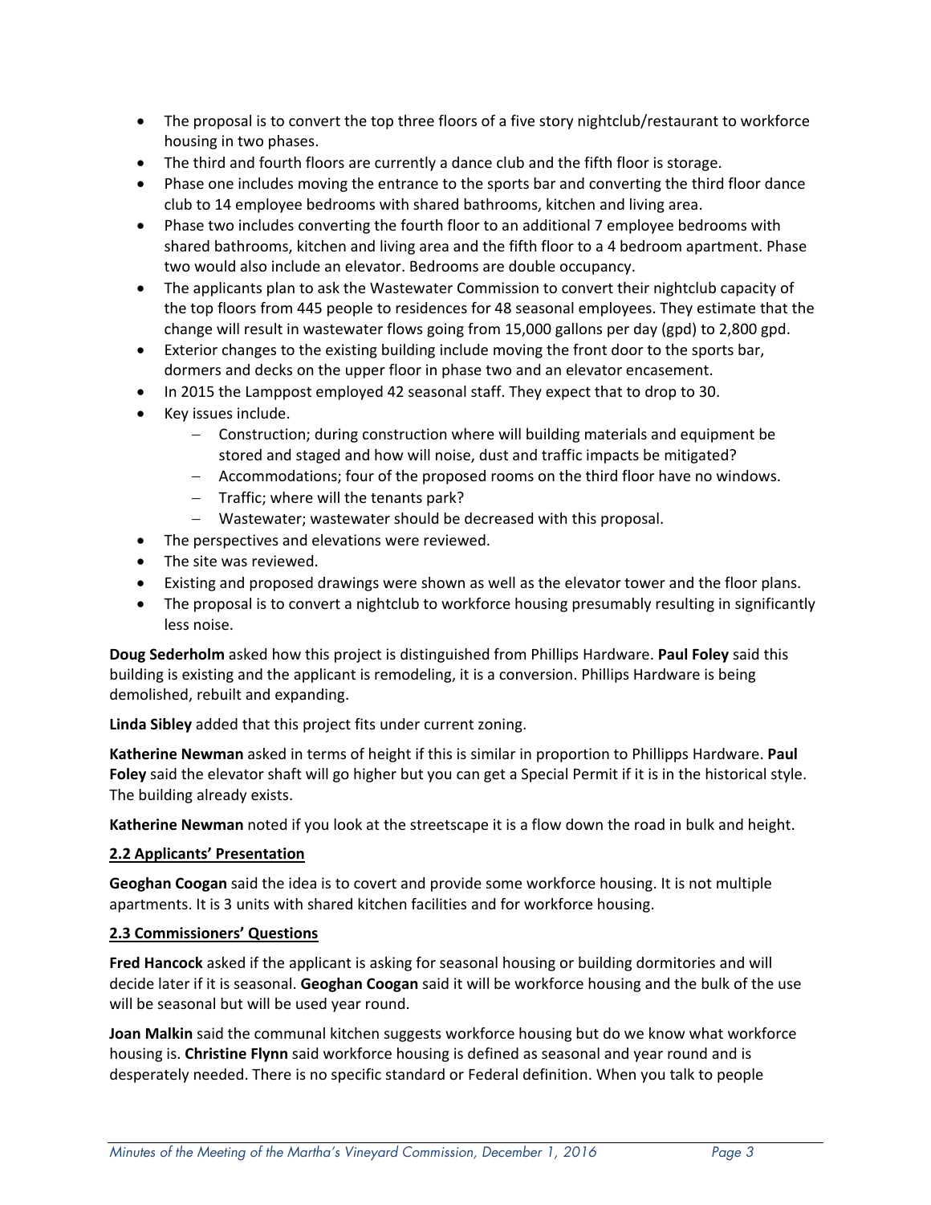- The proposal is to convert the top three floors of a five story nightclub/restaurant to workforce housing in two phases.
- The third and fourth floors are currently a dance club and the fifth floor is storage.
- Phase one includes moving the entrance to the sports bar and converting the third floor dance club to 14 employee bedrooms with shared bathrooms, kitchen and living area.
- Phase two includes converting the fourth floor to an additional 7 employee bedrooms with shared bathrooms, kitchen and living area and the fifth floor to a 4 bedroom apartment. Phase two would also include an elevator. Bedrooms are double occupancy.
- The applicants plan to ask the Wastewater Commission to convert their nightclub capacity of the top floors from 445 people to residences for 48 seasonal employees. They estimate that the change will result in wastewater flows going from 15,000 gallons per day (gpd) to 2,800 gpd.
- Exterior changes to the existing building include moving the front door to the sports bar, dormers and decks on the upper floor in phase two and an elevator encasement.
- In 2015 the Lamppost employed 42 seasonal staff. They expect that to drop to 30.
- Key issues include.
  - Construction; during construction where will building materials and equipment be stored and staged and how will noise, dust and traffic impacts be mitigated?
  - Accommodations; four of the proposed rooms on the third floor have no windows.
  - Traffic; where will the tenants park?
  - Wastewater; wastewater should be decreased with this proposal.
- The perspectives and elevations were reviewed.
- The site was reviewed.
- Existing and proposed drawings were shown as well as the elevator tower and the floor plans.
- The proposal is to convert a nightclub to workforce housing presumably resulting in significantly less noise.

**Doug Sederholm** asked how this project is distinguished from Phillips Hardware. **Paul Foley** said this building is existing and the applicant is remodeling, it is a conversion. Phillips Hardware is being demolished, rebuilt and expanding.

**Linda Sibley** added that this project fits under current zoning.

**Katherine Newman** asked in terms of height if this is similar in proportion to Phillipps Hardware. **Paul Foley** said the elevator shaft will go higher but you can get a Special Permit if it is in the historical style. The building already exists.

**Katherine Newman** noted if you look at the streetscape it is a flow down the road in bulk and height.

**2.2 Applicants' Presentation**

**Geoghan Coogan** said the idea is to covert and provide some workforce housing. It is not multiple apartments. It is 3 units with shared kitchen facilities and for workforce housing.

**2.3 Commissioners' Questions**

**Fred Hancock** asked if the applicant is asking for seasonal housing or building dormitories and will decide later if it is seasonal. **Geoghan Coogan** said it will be workforce housing and the bulk of the use will be seasonal but will be used year round.

**Joan Malkin** said the communal kitchen suggests workforce housing but do we know what workforce housing is. **Christine Flynn** said workforce housing is defined as seasonal and year round and is desperately needed. There is no specific standard or Federal definition. When you talk to people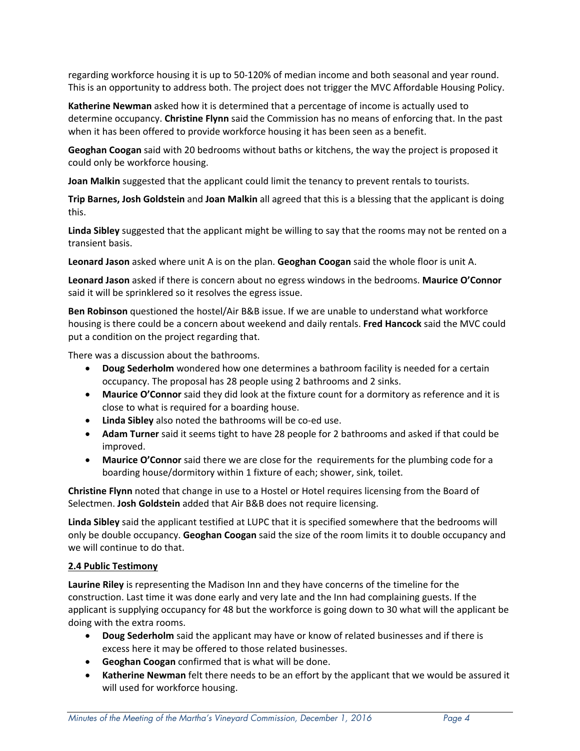regarding workforce housing it is up to 50-120% of median income and both seasonal and year round. This is an opportunity to address both. The project does not trigger the MVC Affordable Housing Policy.

**Katherine Newman** asked how it is determined that a percentage of income is actually used to determine occupancy. **Christine Flynn** said the Commission has no means of enforcing that. In the past when it has been offered to provide workforce housing it has been seen as a benefit.

**Geoghan Coogan** said with 20 bedrooms without baths or kitchens, the way the project is proposed it could only be workforce housing.

**Joan Malkin** suggested that the applicant could limit the tenancy to prevent rentals to tourists.

**Trip Barnes, Josh Goldstein** and **Joan Malkin** all agreed that this is a blessing that the applicant is doing this.

**Linda Sibley** suggested that the applicant might be willing to say that the rooms may not be rented on a transient basis.

**Leonard Jason** asked where unit A is on the plan. **Geoghan Coogan** said the whole floor is unit A.

**Leonard Jason** asked if there is concern about no egress windows in the bedrooms. **Maurice O'Connor** said it will be sprinklered so it resolves the egress issue.

**Ben Robinson** questioned the hostel/Air B&B issue. If we are unable to understand what workforce housing is there could be a concern about weekend and daily rentals. **Fred Hancock** said the MVC could put a condition on the project regarding that.

There was a discussion about the bathrooms.

- **Doug Sederholm** wondered how one determines a bathroom facility is needed for a certain occupancy. The proposal has 28 people using 2 bathrooms and 2 sinks.
- **Maurice O'Connor** said they did look at the fixture count for a dormitory as reference and it is close to what is required for a boarding house.
- **Linda Sibley** also noted the bathrooms will be co-ed use.
- **Adam Turner** said it seems tight to have 28 people for 2 bathrooms and asked if that could be improved.
- **Maurice O'Connor** said there we are close for the requirements for the plumbing code for a boarding house/dormitory within 1 fixture of each; shower, sink, toilet.

**Christine Flynn** noted that change in use to a Hostel or Hotel requires licensing from the Board of Selectmen. **Josh Goldstein** added that Air B&B does not require licensing.

**Linda Sibley** said the applicant testified at LUPC that it is specified somewhere that the bedrooms will only be double occupancy. **Geoghan Coogan** said the size of the room limits it to double occupancy and we will continue to do that.

### 2.4 Public Testimony

**Laurine Riley** is representing the Madison Inn and they have concerns of the timeline for the construction. Last time it was done early and very late and the Inn had complaining guests. If the applicant is supplying occupancy for 48 but the workforce is going down to 30 what will the applicant be doing with the extra rooms.

- **Doug Sederholm** said the applicant may have or know of related businesses and if there is excess here it may be offered to those related businesses.
- **Geoghan Coogan** confirmed that is what will be done.
- **Katherine Newman** felt there needs to be an effort by the applicant that we would be assured it will used for workforce housing.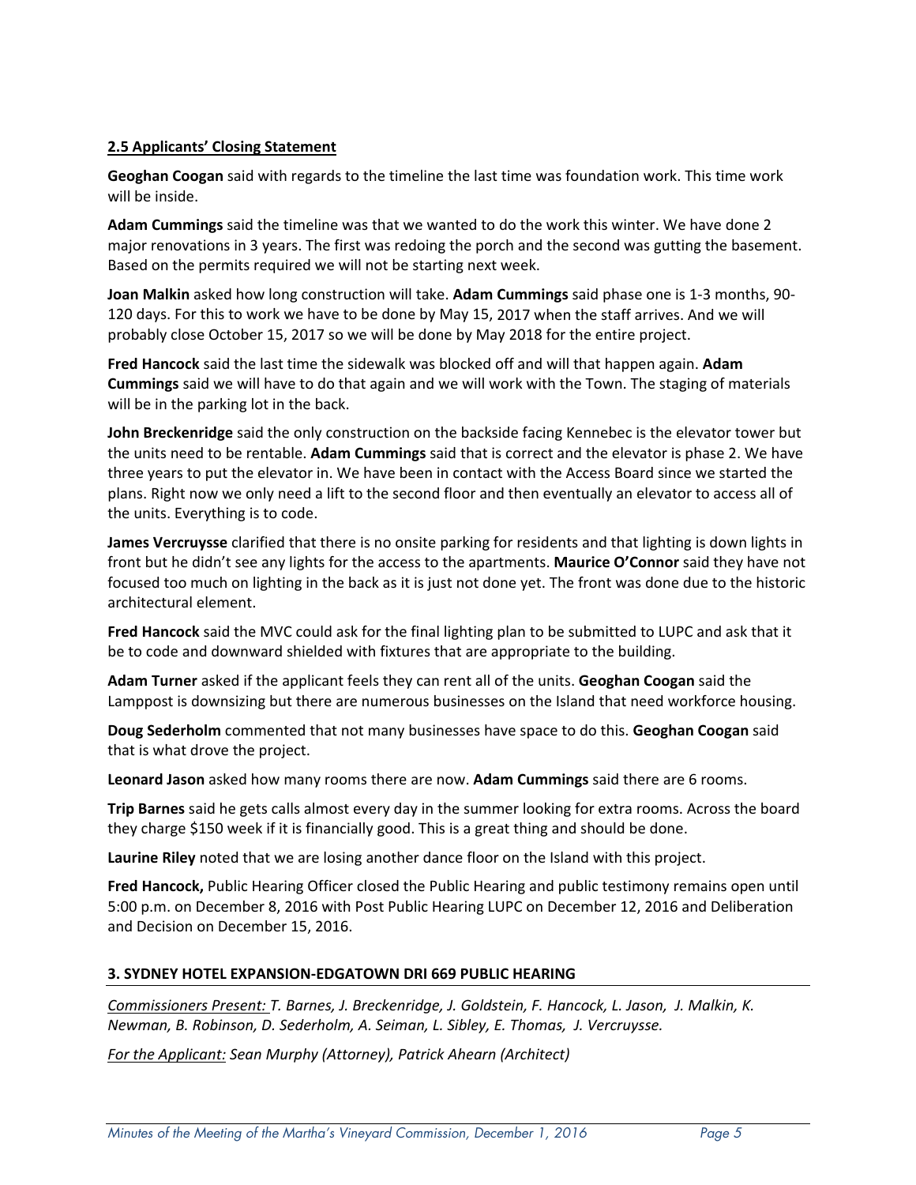**2.5 Applicants' Closing Statement**

**Geoghan Coogan** said with regards to the timeline the last time was foundation work. This time work will be inside.

**Adam Cummings** said the timeline was that we wanted to do the work this winter. We have done 2 major renovations in 3 years. The first was redoing the porch and the second was gutting the basement. Based on the permits required we will not be starting next week.

**Joan Malkin** asked how long construction will take. **Adam Cummings** said phase one is 1-3 months, 90-120 days. For this to work we have to be done by May 15, 2017 when the staff arrives. And we will probably close October 15, 2017 so we will be done by May 2018 for the entire project.

**Fred Hancock** said the last time the sidewalk was blocked off and will that happen again. **Adam Cummings** said we will have to do that again and we will work with the Town. The staging of materials will be in the parking lot in the back.

**John Breckenridge** said the only construction on the backside facing Kennebec is the elevator tower but the units need to be rentable. **Adam Cummings** said that is correct and the elevator is phase 2. We have three years to put the elevator in. We have been in contact with the Access Board since we started the plans. Right now we only need a lift to the second floor and then eventually an elevator to access all of the units. Everything is to code.

**James Vercruysse** clarified that there is no onsite parking for residents and that lighting is down lights in front but he didn't see any lights for the access to the apartments. **Maurice O'Connor** said they have not focused too much on lighting in the back as it is just not done yet. The front was done due to the historic architectural element.

**Fred Hancock** said the MVC could ask for the final lighting plan to be submitted to LUPC and ask that it be to code and downward shielded with fixtures that are appropriate to the building.

**Adam Turner** asked if the applicant feels they can rent all of the units. **Geoghan Coogan** said the Lamppost is downsizing but there are numerous businesses on the Island that need workforce housing.

**Doug Sederholm** commented that not many businesses have space to do this. **Geoghan Coogan** said that is what drove the project.

**Leonard Jason** asked how many rooms there are now. **Adam Cummings** said there are 6 rooms.

**Trip Barnes** said he gets calls almost every day in the summer looking for extra rooms. Across the board they charge $150 week if it is financially good. This is a great thing and should be done.

**Laurine Riley** noted that we are losing another dance floor on the Island with this project.

**Fred Hancock,** Public Hearing Officer closed the Public Hearing and public testimony remains open until 5:00 p.m. on December 8, 2016 with Post Public Hearing LUPC on December 12, 2016 and Deliberation and Decision on December 15, 2016.

## 3. SYDNEY HOTEL EXPANSION-EDGATOWN DRI 669 PUBLIC HEARING

*Commissioners Present: T. Barnes, J. Breckenridge, J. Goldstein, F. Hancock, L. Jason, J. Malkin, K. Newman, B. Robinson, D. Sederholm, A. Seiman, L. Sibley, E. Thomas, J. Vercruysse.*

*For the Applicant: Sean Murphy (Attorney), Patrick Ahearn (Architect)*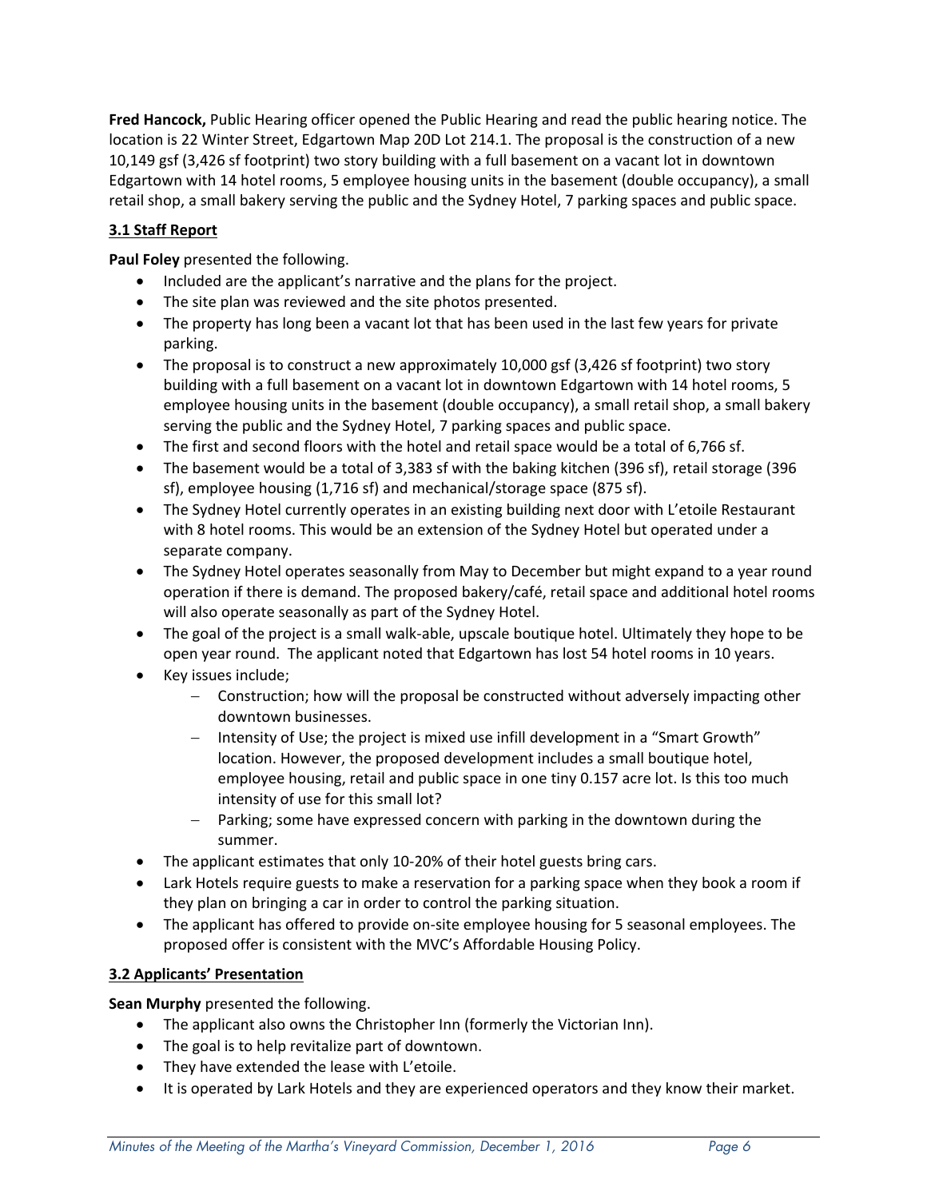**Fred Hancock,** Public Hearing officer opened the Public Hearing and read the public hearing notice. The location is 22 Winter Street, Edgartown Map 20D Lot 214.1. The proposal is the construction of a new 10,149 gsf (3,426 sf footprint) two story building with a full basement on a vacant lot in downtown Edgartown with 14 hotel rooms, 5 employee housing units in the basement (double occupancy), a small retail shop, a small bakery serving the public and the Sydney Hotel, 7 parking spaces and public space.

### 3.1 Staff Report

**Paul Foley** presented the following.

- Included are the applicant's narrative and the plans for the project.
- The site plan was reviewed and the site photos presented.
- The property has long been a vacant lot that has been used in the last few years for private parking.
- The proposal is to construct a new approximately 10,000 gsf (3,426 sf footprint) two story building with a full basement on a vacant lot in downtown Edgartown with 14 hotel rooms, 5 employee housing units in the basement (double occupancy), a small retail shop, a small bakery serving the public and the Sydney Hotel, 7 parking spaces and public space.
- The first and second floors with the hotel and retail space would be a total of 6,766 sf.
- The basement would be a total of 3,383 sf with the baking kitchen (396 sf), retail storage (396 sf), employee housing (1,716 sf) and mechanical/storage space (875 sf).
- The Sydney Hotel currently operates in an existing building next door with L'etoile Restaurant with 8 hotel rooms. This would be an extension of the Sydney Hotel but operated under a separate company.
- The Sydney Hotel operates seasonally from May to December but might expand to a year round operation if there is demand. The proposed bakery/café, retail space and additional hotel rooms will also operate seasonally as part of the Sydney Hotel.
- The goal of the project is a small walk-able, upscale boutique hotel. Ultimately they hope to be open year round. The applicant noted that Edgartown has lost 54 hotel rooms in 10 years.
- Key issues include;
  - Construction; how will the proposal be constructed without adversely impacting other downtown businesses.
  - Intensity of Use; the project is mixed use infill development in a "Smart Growth" location. However, the proposed development includes a small boutique hotel, employee housing, retail and public space in one tiny 0.157 acre lot. Is this too much intensity of use for this small lot?
  - Parking; some have expressed concern with parking in the downtown during the summer.
- The applicant estimates that only 10-20% of their hotel guests bring cars.
- Lark Hotels require guests to make a reservation for a parking space when they book a room if they plan on bringing a car in order to control the parking situation.
- The applicant has offered to provide on-site employee housing for 5 seasonal employees. The proposed offer is consistent with the MVC's Affordable Housing Policy.

### 3.2 Applicants' Presentation

**Sean Murphy** presented the following.

- The applicant also owns the Christopher Inn (formerly the Victorian Inn).
- The goal is to help revitalize part of downtown.
- They have extended the lease with L'etoile.
- It is operated by Lark Hotels and they are experienced operators and they know their market.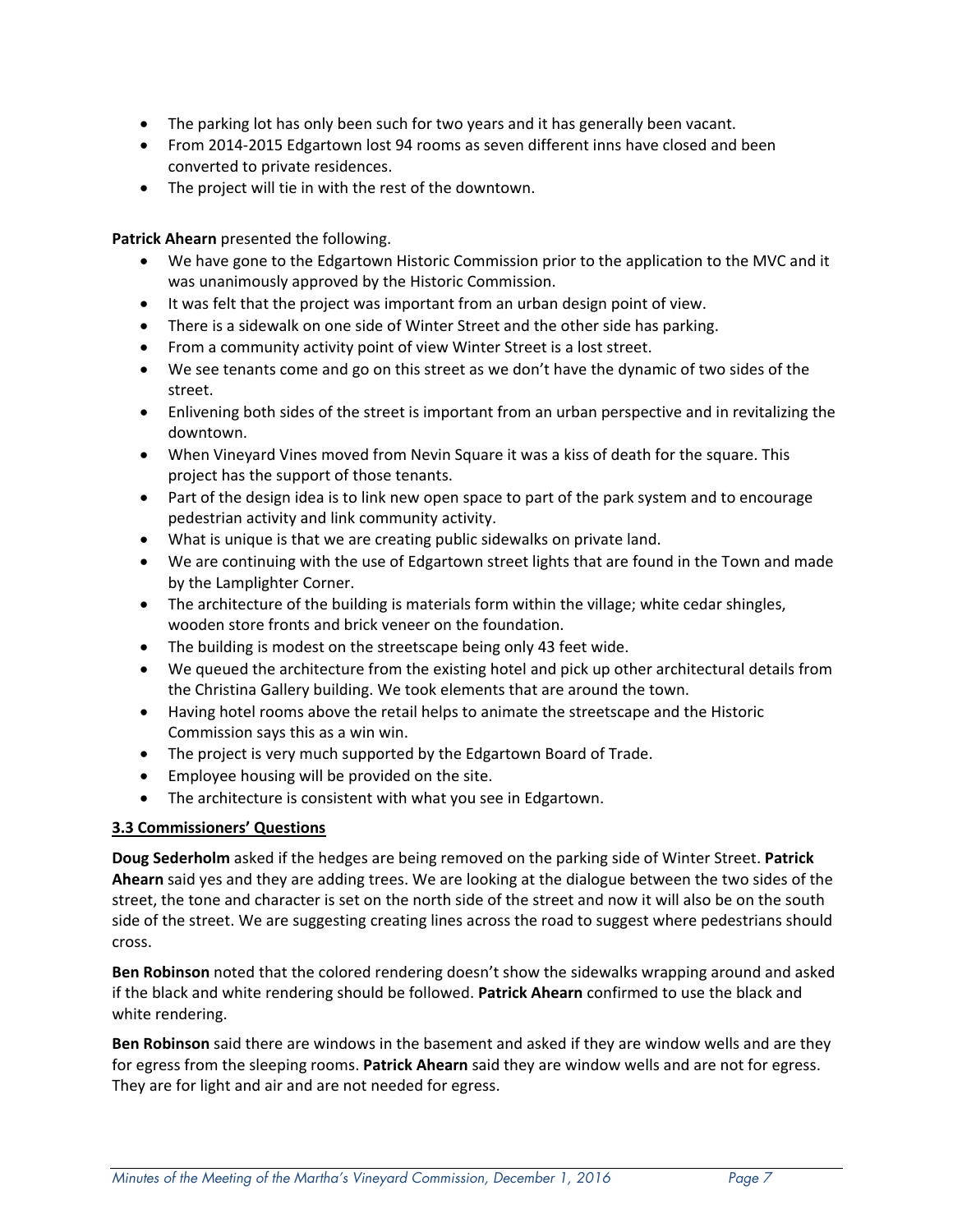- The parking lot has only been such for two years and it has generally been vacant.
- From 2014-2015 Edgartown lost 94 rooms as seven different inns have closed and been converted to private residences.
- The project will tie in with the rest of the downtown.

**Patrick Ahearn** presented the following.

- We have gone to the Edgartown Historic Commission prior to the application to the MVC and it was unanimously approved by the Historic Commission.
- It was felt that the project was important from an urban design point of view.
- There is a sidewalk on one side of Winter Street and the other side has parking.
- From a community activity point of view Winter Street is a lost street.
- We see tenants come and go on this street as we don't have the dynamic of two sides of the street.
- Enlivening both sides of the street is important from an urban perspective and in revitalizing the downtown.
- When Vineyard Vines moved from Nevin Square it was a kiss of death for the square. This project has the support of those tenants.
- Part of the design idea is to link new open space to part of the park system and to encourage pedestrian activity and link community activity.
- What is unique is that we are creating public sidewalks on private land.
- We are continuing with the use of Edgartown street lights that are found in the Town and made by the Lamplighter Corner.
- The architecture of the building is materials form within the village; white cedar shingles, wooden store fronts and brick veneer on the foundation.
- The building is modest on the streetscape being only 43 feet wide.
- We queued the architecture from the existing hotel and pick up other architectural details from the Christina Gallery building. We took elements that are around the town.
- Having hotel rooms above the retail helps to animate the streetscape and the Historic Commission says this as a win win.
- The project is very much supported by the Edgartown Board of Trade.
- Employee housing will be provided on the site.
- The architecture is consistent with what you see in Edgartown.

**3.3 Commissioners' Questions**

**Doug Sederholm** asked if the hedges are being removed on the parking side of Winter Street. **Patrick Ahearn** said yes and they are adding trees. We are looking at the dialogue between the two sides of the street, the tone and character is set on the north side of the street and now it will also be on the south side of the street. We are suggesting creating lines across the road to suggest where pedestrians should cross.

**Ben Robinson** noted that the colored rendering doesn't show the sidewalks wrapping around and asked if the black and white rendering should be followed. **Patrick Ahearn** confirmed to use the black and white rendering.

**Ben Robinson** said there are windows in the basement and asked if they are window wells and are they for egress from the sleeping rooms. **Patrick Ahearn** said they are window wells and are not for egress. They are for light and air and are not needed for egress.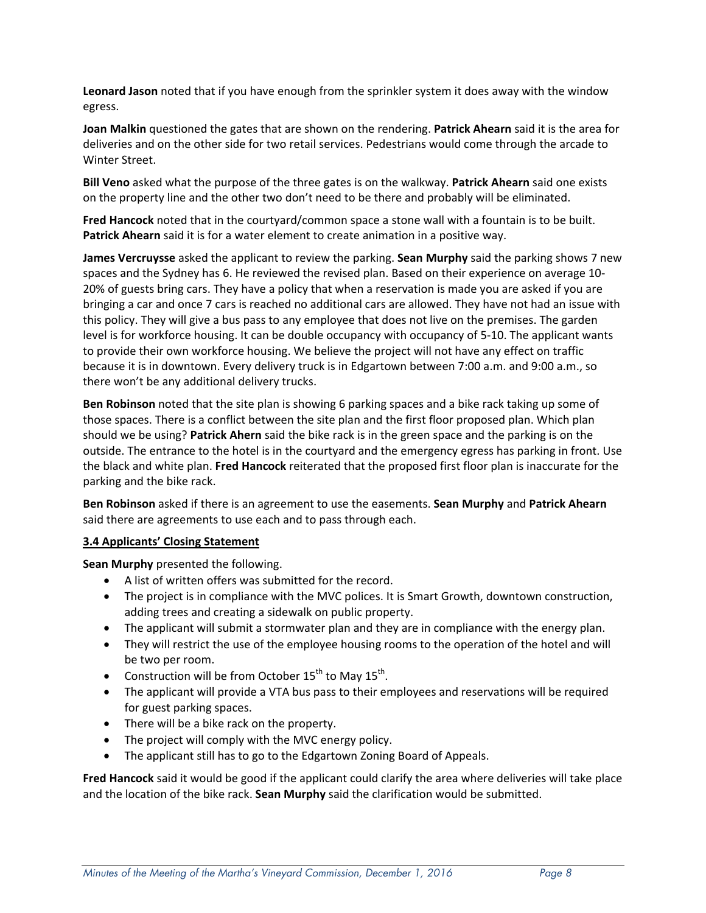**Leonard Jason** noted that if you have enough from the sprinkler system it does away with the window egress.

**Joan Malkin** questioned the gates that are shown on the rendering. **Patrick Ahearn** said it is the area for deliveries and on the other side for two retail services. Pedestrians would come through the arcade to Winter Street.

**Bill Veno** asked what the purpose of the three gates is on the walkway. **Patrick Ahearn** said one exists on the property line and the other two don't need to be there and probably will be eliminated.

**Fred Hancock** noted that in the courtyard/common space a stone wall with a fountain is to be built. **Patrick Ahearn** said it is for a water element to create animation in a positive way.

**James Vercruysse** asked the applicant to review the parking. **Sean Murphy** said the parking shows 7 new spaces and the Sydney has 6. He reviewed the revised plan. Based on their experience on average 10-20% of guests bring cars. They have a policy that when a reservation is made you are asked if you are bringing a car and once 7 cars is reached no additional cars are allowed. They have not had an issue with this policy. They will give a bus pass to any employee that does not live on the premises. The garden level is for workforce housing. It can be double occupancy with occupancy of 5-10. The applicant wants to provide their own workforce housing. We believe the project will not have any effect on traffic because it is in downtown. Every delivery truck is in Edgartown between 7:00 a.m. and 9:00 a.m., so there won't be any additional delivery trucks.

**Ben Robinson** noted that the site plan is showing 6 parking spaces and a bike rack taking up some of those spaces. There is a conflict between the site plan and the first floor proposed plan. Which plan should we be using? **Patrick Ahern** said the bike rack is in the green space and the parking is on the outside. The entrance to the hotel is in the courtyard and the emergency egress has parking in front. Use the black and white plan. **Fred Hancock** reiterated that the proposed first floor plan is inaccurate for the parking and the bike rack.

**Ben Robinson** asked if there is an agreement to use the easements. **Sean Murphy** and **Patrick Ahearn** said there are agreements to use each and to pass through each.

**<u>3.4 Applicants' Closing Statement</u>**

**Sean Murphy** presented the following.

- A list of written offers was submitted for the record.
- The project is in compliance with the MVC polices. It is Smart Growth, downtown construction, adding trees and creating a sidewalk on public property.
- The applicant will submit a stormwater plan and they are in compliance with the energy plan.
- They will restrict the use of the employee housing rooms to the operation of the hotel and will be two per room.
- Construction will be from October 15th to May 15th.
- The applicant will provide a VTA bus pass to their employees and reservations will be required for guest parking spaces.
- There will be a bike rack on the property.
- The project will comply with the MVC energy policy.
- The applicant still has to go to the Edgartown Zoning Board of Appeals.

**Fred Hancock** said it would be good if the applicant could clarify the area where deliveries will take place and the location of the bike rack. **Sean Murphy** said the clarification would be submitted.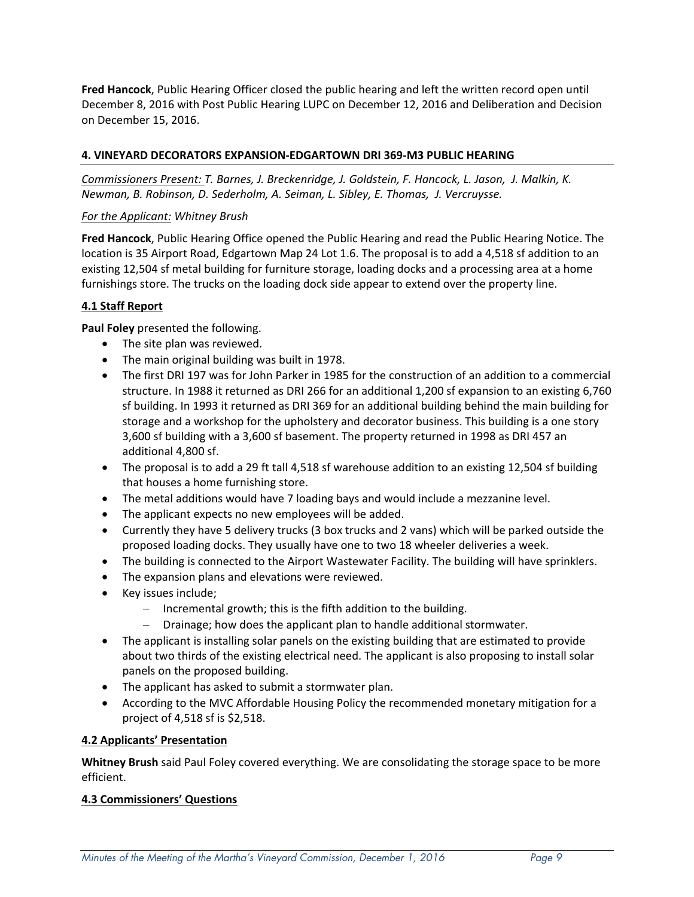**Fred Hancock**, Public Hearing Officer closed the public hearing and left the written record open until December 8, 2016 with Post Public Hearing LUPC on December 12, 2016 and Deliberation and Decision on December 15, 2016.

## 4. VINEYARD DECORATORS EXPANSION-EDGARTOWN DRI 369-M3 PUBLIC HEARING

*Commissioners Present: T. Barnes, J. Breckenridge, J. Goldstein, F. Hancock, L. Jason, J. Malkin, K. Newman, B. Robinson, D. Sederholm, A. Seiman, L. Sibley, E. Thomas, J. Vercruysse.*

*For the Applicant: Whitney Brush*

**Fred Hancock**, Public Hearing Office opened the Public Hearing and read the Public Hearing Notice. The location is 35 Airport Road, Edgartown Map 24 Lot 1.6. The proposal is to add a 4,518 sf addition to an existing 12,504 sf metal building for furniture storage, loading docks and a processing area at a home furnishings store. The trucks on the loading dock side appear to extend over the property line.

### 4.1 Staff Report

**Paul Foley** presented the following.

- The site plan was reviewed.
- The main original building was built in 1978.
- The first DRI 197 was for John Parker in 1985 for the construction of an addition to a commercial structure. In 1988 it returned as DRI 266 for an additional 1,200 sf expansion to an existing 6,760 sf building. In 1993 it returned as DRI 369 for an additional building behind the main building for storage and a workshop for the upholstery and decorator business. This building is a one story 3,600 sf building with a 3,600 sf basement. The property returned in 1998 as DRI 457 an additional 4,800 sf.
- The proposal is to add a 29 ft tall 4,518 sf warehouse addition to an existing 12,504 sf building that houses a home furnishing store.
- The metal additions would have 7 loading bays and would include a mezzanine level.
- The applicant expects no new employees will be added.
- Currently they have 5 delivery trucks (3 box trucks and 2 vans) which will be parked outside the proposed loading docks. They usually have one to two 18 wheeler deliveries a week.
- The building is connected to the Airport Wastewater Facility. The building will have sprinklers.
- The expansion plans and elevations were reviewed.
- Key issues include;
  - Incremental growth; this is the fifth addition to the building.
  - Drainage; how does the applicant plan to handle additional stormwater.
- The applicant is installing solar panels on the existing building that are estimated to provide about two thirds of the existing electrical need. The applicant is also proposing to install solar panels on the proposed building.
- The applicant has asked to submit a stormwater plan.
- According to the MVC Affordable Housing Policy the recommended monetary mitigation for a project of 4,518 sf is $2,518.

### 4.2 Applicants' Presentation

**Whitney Brush** said Paul Foley covered everything. We are consolidating the storage space to be more efficient.

### 4.3 Commissioners' Questions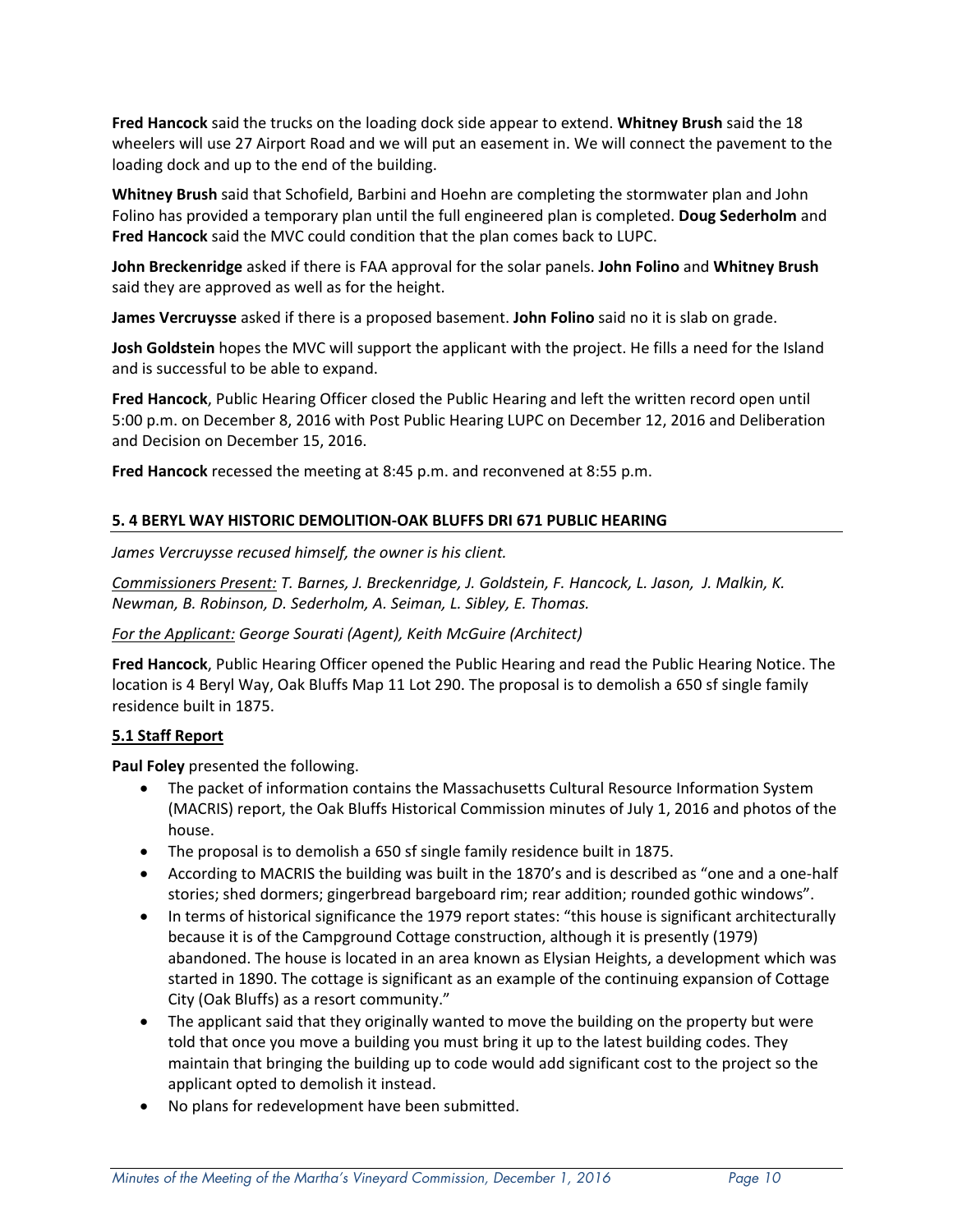**Fred Hancock** said the trucks on the loading dock side appear to extend. **Whitney Brush** said the 18 wheelers will use 27 Airport Road and we will put an easement in. We will connect the pavement to the loading dock and up to the end of the building.

**Whitney Brush** said that Schofield, Barbini and Hoehn are completing the stormwater plan and John Folino has provided a temporary plan until the full engineered plan is completed. **Doug Sederholm** and **Fred Hancock** said the MVC could condition that the plan comes back to LUPC.

**John Breckenridge** asked if there is FAA approval for the solar panels. **John Folino** and **Whitney Brush** said they are approved as well as for the height.

**James Vercruysse** asked if there is a proposed basement. **John Folino** said no it is slab on grade.

**Josh Goldstein** hopes the MVC will support the applicant with the project. He fills a need for the Island and is successful to be able to expand.

**Fred Hancock**, Public Hearing Officer closed the Public Hearing and left the written record open until 5:00 p.m. on December 8, 2016 with Post Public Hearing LUPC on December 12, 2016 and Deliberation and Decision on December 15, 2016.

**Fred Hancock** recessed the meeting at 8:45 p.m. and reconvened at 8:55 p.m.

## 5. 4 BERYL WAY HISTORIC DEMOLITION-OAK BLUFFS DRI 671 PUBLIC HEARING

*James Vercruysse recused himself, the owner is his client.*

*<u>Commissioners Present:</u> T. Barnes, J. Breckenridge, J. Goldstein, F. Hancock, L. Jason, J. Malkin, K. Newman, B. Robinson, D. Sederholm, A. Seiman, L. Sibley, E. Thomas.*

*<u>For the Applicant:</u> George Sourati (Agent), Keith McGuire (Architect)*

**Fred Hancock**, Public Hearing Officer opened the Public Hearing and read the Public Hearing Notice. The location is 4 Beryl Way, Oak Bluffs Map 11 Lot 290. The proposal is to demolish a 650 sf single family residence built in 1875.

### 5.1 Staff Report

**Paul Foley** presented the following.

- The packet of information contains the Massachusetts Cultural Resource Information System (MACRIS) report, the Oak Bluffs Historical Commission minutes of July 1, 2016 and photos of the house.
- The proposal is to demolish a 650 sf single family residence built in 1875.
- According to MACRIS the building was built in the 1870's and is described as "one and a one-half stories; shed dormers; gingerbread bargeboard rim; rear addition; rounded gothic windows".
- In terms of historical significance the 1979 report states: "this house is significant architecturally because it is of the Campground Cottage construction, although it is presently (1979) abandoned. The house is located in an area known as Elysian Heights, a development which was started in 1890. The cottage is significant as an example of the continuing expansion of Cottage City (Oak Bluffs) as a resort community."
- The applicant said that they originally wanted to move the building on the property but were told that once you move a building you must bring it up to the latest building codes. They maintain that bringing the building up to code would add significant cost to the project so the applicant opted to demolish it instead.
- No plans for redevelopment have been submitted.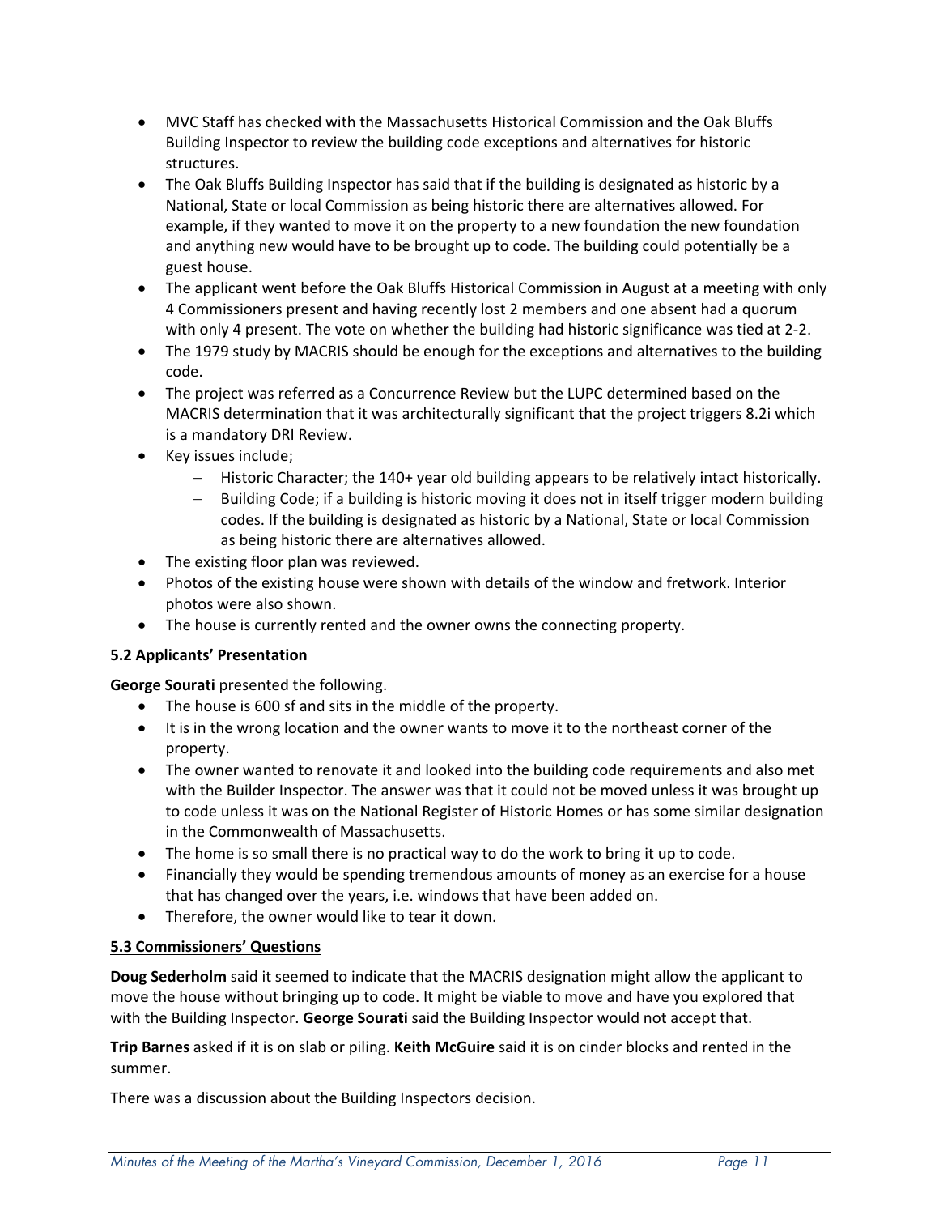- MVC Staff has checked with the Massachusetts Historical Commission and the Oak Bluffs Building Inspector to review the building code exceptions and alternatives for historic structures.
- The Oak Bluffs Building Inspector has said that if the building is designated as historic by a National, State or local Commission as being historic there are alternatives allowed. For example, if they wanted to move it on the property to a new foundation the new foundation and anything new would have to be brought up to code. The building could potentially be a guest house.
- The applicant went before the Oak Bluffs Historical Commission in August at a meeting with only 4 Commissioners present and having recently lost 2 members and one absent had a quorum with only 4 present. The vote on whether the building had historic significance was tied at 2-2.
- The 1979 study by MACRIS should be enough for the exceptions and alternatives to the building code.
- The project was referred as a Concurrence Review but the LUPC determined based on the MACRIS determination that it was architecturally significant that the project triggers 8.2i which is a mandatory DRI Review.
- Key issues include;
  - Historic Character; the 140+ year old building appears to be relatively intact historically.
  - Building Code; if a building is historic moving it does not in itself trigger modern building codes. If the building is designated as historic by a National, State or local Commission as being historic there are alternatives allowed.
- The existing floor plan was reviewed.
- Photos of the existing house were shown with details of the window and fretwork. Interior photos were also shown.
- The house is currently rented and the owner owns the connecting property.

**5.2 Applicants' Presentation**

**George Sourati** presented the following.

- The house is 600 sf and sits in the middle of the property.
- It is in the wrong location and the owner wants to move it to the northeast corner of the property.
- The owner wanted to renovate it and looked into the building code requirements and also met with the Builder Inspector. The answer was that it could not be moved unless it was brought up to code unless it was on the National Register of Historic Homes or has some similar designation in the Commonwealth of Massachusetts.
- The home is so small there is no practical way to do the work to bring it up to code.
- Financially they would be spending tremendous amounts of money as an exercise for a house that has changed over the years, i.e. windows that have been added on.
- Therefore, the owner would like to tear it down.

**5.3 Commissioners' Questions**

**Doug Sederholm** said it seemed to indicate that the MACRIS designation might allow the applicant to move the house without bringing up to code. It might be viable to move and have you explored that with the Building Inspector. **George Sourati** said the Building Inspector would not accept that.

**Trip Barnes** asked if it is on slab or piling. **Keith McGuire** said it is on cinder blocks and rented in the summer.

There was a discussion about the Building Inspectors decision.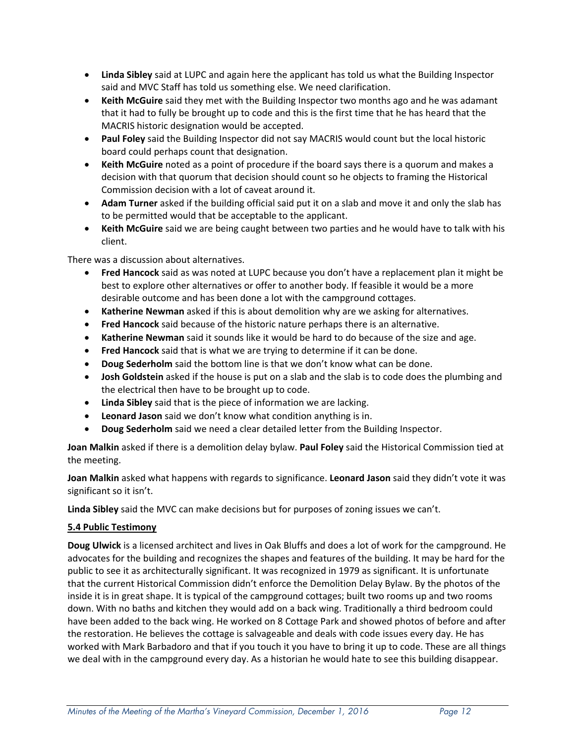- **Linda Sibley** said at LUPC and again here the applicant has told us what the Building Inspector said and MVC Staff has told us something else. We need clarification.
- **Keith McGuire** said they met with the Building Inspector two months ago and he was adamant that it had to fully be brought up to code and this is the first time that he has heard that the MACRIS historic designation would be accepted.
- **Paul Foley** said the Building Inspector did not say MACRIS would count but the local historic board could perhaps count that designation.
- **Keith McGuire** noted as a point of procedure if the board says there is a quorum and makes a decision with that quorum that decision should count so he objects to framing the Historical Commission decision with a lot of caveat around it.
- **Adam Turner** asked if the building official said put it on a slab and move it and only the slab has to be permitted would that be acceptable to the applicant.
- **Keith McGuire** said we are being caught between two parties and he would have to talk with his client.

There was a discussion about alternatives.

- **Fred Hancock** said as was noted at LUPC because you don't have a replacement plan it might be best to explore other alternatives or offer to another body. If feasible it would be a more desirable outcome and has been done a lot with the campground cottages.
- **Katherine Newman** asked if this is about demolition why are we asking for alternatives.
- **Fred Hancock** said because of the historic nature perhaps there is an alternative.
- **Katherine Newman** said it sounds like it would be hard to do because of the size and age.
- **Fred Hancock** said that is what we are trying to determine if it can be done.
- **Doug Sederholm** said the bottom line is that we don't know what can be done.
- **Josh Goldstein** asked if the house is put on a slab and the slab is to code does the plumbing and the electrical then have to be brought up to code.
- **Linda Sibley** said that is the piece of information we are lacking.
- **Leonard Jason** said we don't know what condition anything is in.
- **Doug Sederholm** said we need a clear detailed letter from the Building Inspector.

**Joan Malkin** asked if there is a demolition delay bylaw. **Paul Foley** said the Historical Commission tied at the meeting.

**Joan Malkin** asked what happens with regards to significance. **Leonard Jason** said they didn't vote it was significant so it isn't.

**Linda Sibley** said the MVC can make decisions but for purposes of zoning issues we can't.

### 5.4 Public Testimony

**Doug Ulwick** is a licensed architect and lives in Oak Bluffs and does a lot of work for the campground. He advocates for the building and recognizes the shapes and features of the building. It may be hard for the public to see it as architecturally significant. It was recognized in 1979 as significant. It is unfortunate that the current Historical Commission didn't enforce the Demolition Delay Bylaw. By the photos of the inside it is in great shape. It is typical of the campground cottages; built two rooms up and two rooms down. With no baths and kitchen they would add on a back wing. Traditionally a third bedroom could have been added to the back wing. He worked on 8 Cottage Park and showed photos of before and after the restoration. He believes the cottage is salvageable and deals with code issues every day. He has worked with Mark Barbadoro and that if you touch it you have to bring it up to code. These are all things we deal with in the campground every day. As a historian he would hate to see this building disappear.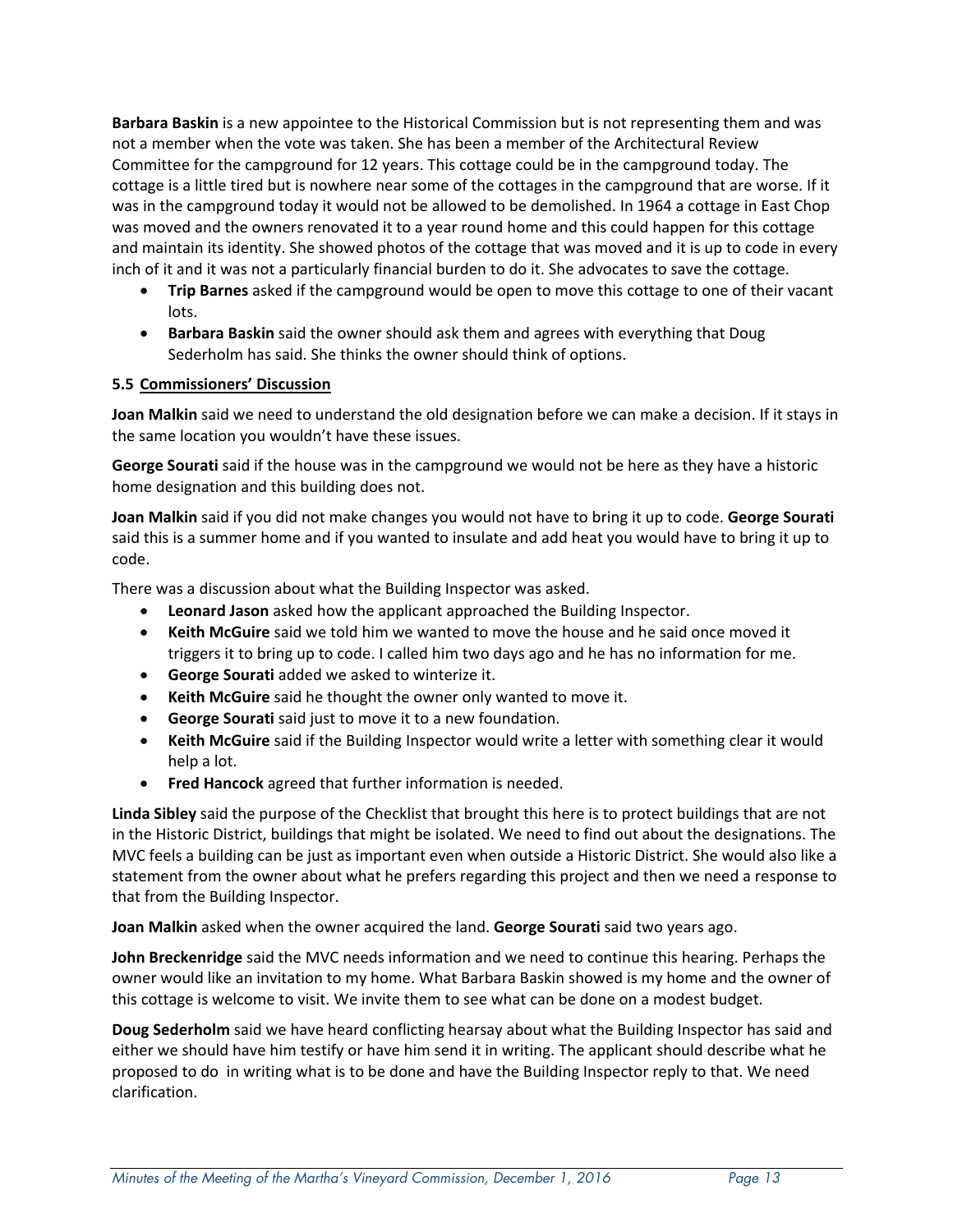**Barbara Baskin** is a new appointee to the Historical Commission but is not representing them and was not a member when the vote was taken. She has been a member of the Architectural Review Committee for the campground for 12 years. This cottage could be in the campground today. The cottage is a little tired but is nowhere near some of the cottages in the campground that are worse. If it was in the campground today it would not be allowed to be demolished. In 1964 a cottage in East Chop was moved and the owners renovated it to a year round home and this could happen for this cottage and maintain its identity. She showed photos of the cottage that was moved and it is up to code in every inch of it and it was not a particularly financial burden to do it. She advocates to save the cottage.

- **Trip Barnes** asked if the campground would be open to move this cottage to one of their vacant lots.
- **Barbara Baskin** said the owner should ask them and agrees with everything that Doug Sederholm has said. She thinks the owner should think of options.

**5.5 <u>Commissioners' Discussion</u>**

**Joan Malkin** said we need to understand the old designation before we can make a decision. If it stays in the same location you wouldn't have these issues.

**George Sourati** said if the house was in the campground we would not be here as they have a historic home designation and this building does not.

**Joan Malkin** said if you did not make changes you would not have to bring it up to code. **George Sourati** said this is a summer home and if you wanted to insulate and add heat you would have to bring it up to code.

There was a discussion about what the Building Inspector was asked.

- **Leonard Jason** asked how the applicant approached the Building Inspector.
- **Keith McGuire** said we told him we wanted to move the house and he said once moved it triggers it to bring up to code. I called him two days ago and he has no information for me.
- **George Sourati** added we asked to winterize it.
- **Keith McGuire** said he thought the owner only wanted to move it.
- **George Sourati** said just to move it to a new foundation.
- **Keith McGuire** said if the Building Inspector would write a letter with something clear it would help a lot.
- **Fred Hancock** agreed that further information is needed.

**Linda Sibley** said the purpose of the Checklist that brought this here is to protect buildings that are not in the Historic District, buildings that might be isolated. We need to find out about the designations. The MVC feels a building can be just as important even when outside a Historic District. She would also like a statement from the owner about what he prefers regarding this project and then we need a response to that from the Building Inspector.

**Joan Malkin** asked when the owner acquired the land. **George Sourati** said two years ago.

**John Breckenridge** said the MVC needs information and we need to continue this hearing. Perhaps the owner would like an invitation to my home. What Barbara Baskin showed is my home and the owner of this cottage is welcome to visit. We invite them to see what can be done on a modest budget.

**Doug Sederholm** said we have heard conflicting hearsay about what the Building Inspector has said and either we should have him testify or have him send it in writing. The applicant should describe what he proposed to do in writing what is to be done and have the Building Inspector reply to that. We need clarification.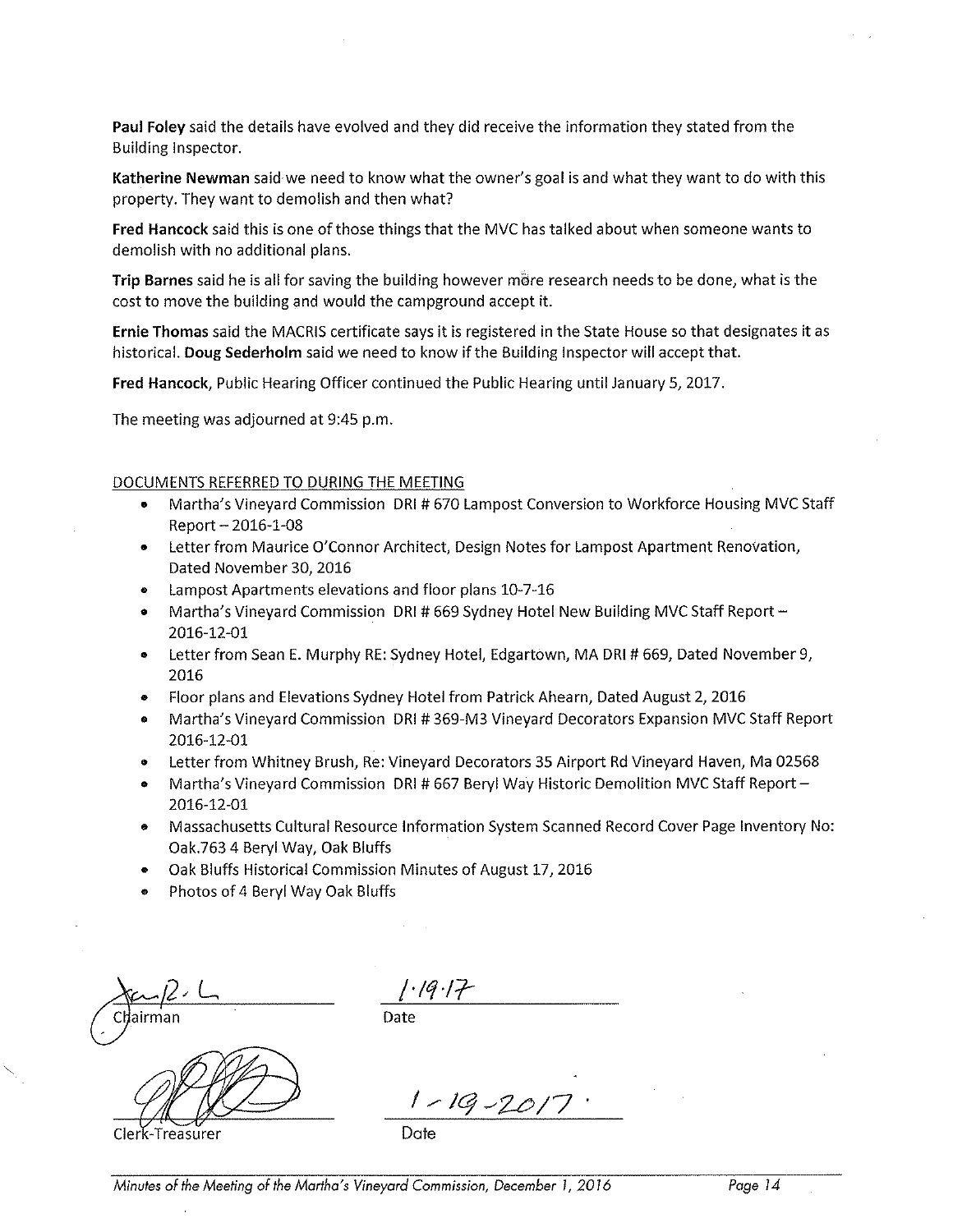**Paul Foley** said the details have evolved and they did receive the information they stated from the Building Inspector.

**Katherine Newman** said we need to know what the owner's goal is and what they want to do with this property. They want to demolish and then what?

**Fred Hancock** said this is one of those things that the MVC has talked about when someone wants to demolish with no additional plans.

**Trip Barnes** said he is all for saving the building however more research needs to be done, what is the cost to move the building and would the campground accept it.

**Ernie Thomas** said the MACRIS certificate says it is registered in the State House so that designates it as historical. **Doug Sederholm** said we need to know if the Building Inspector will accept that.

**Fred Hancock**, Public Hearing Officer continued the Public Hearing until January 5, 2017.

The meeting was adjourned at 9:45 p.m.

DOCUMENTS REFERRED TO DURING THE MEETING

- Martha's Vineyard Commission DRI # 670 Lampost Conversion to Workforce Housing MVC Staff Report – 2016-1-08
- Letter from Maurice O'Connor Architect, Design Notes for Lampost Apartment Renovation, Dated November 30, 2016
- Lampost Apartments elevations and floor plans 10-7-16
- Martha's Vineyard Commission DRI # 669 Sydney Hotel New Building MVC Staff Report – 2016-12-01
- Letter from Sean E. Murphy RE: Sydney Hotel, Edgartown, MA DRI # 669, Dated November 9, 2016
- Floor plans and Elevations Sydney Hotel from Patrick Ahearn, Dated August 2, 2016
- Martha's Vineyard Commission DRI # 369-M3 Vineyard Decorators Expansion MVC Staff Report 2016-12-01
- Letter from Whitney Brush, Re: Vineyard Decorators 35 Airport Rd Vineyard Haven, Ma 02568
- Martha's Vineyard Commission DRI # 667 Beryl Way Historic Demolition MVC Staff Report – 2016-12-01
- Massachusetts Cultural Resource Information System Scanned Record Cover Page Inventory No: Oak.763 4 Beryl Way, Oak Bluffs
- Oak Bluffs Historical Commission Minutes of August 17, 2016
- Photos of 4 Beryl Way Oak Bluffs

Chairman    Date: 1·19·17

Clerk-Treasurer    Date: 1-19-2017